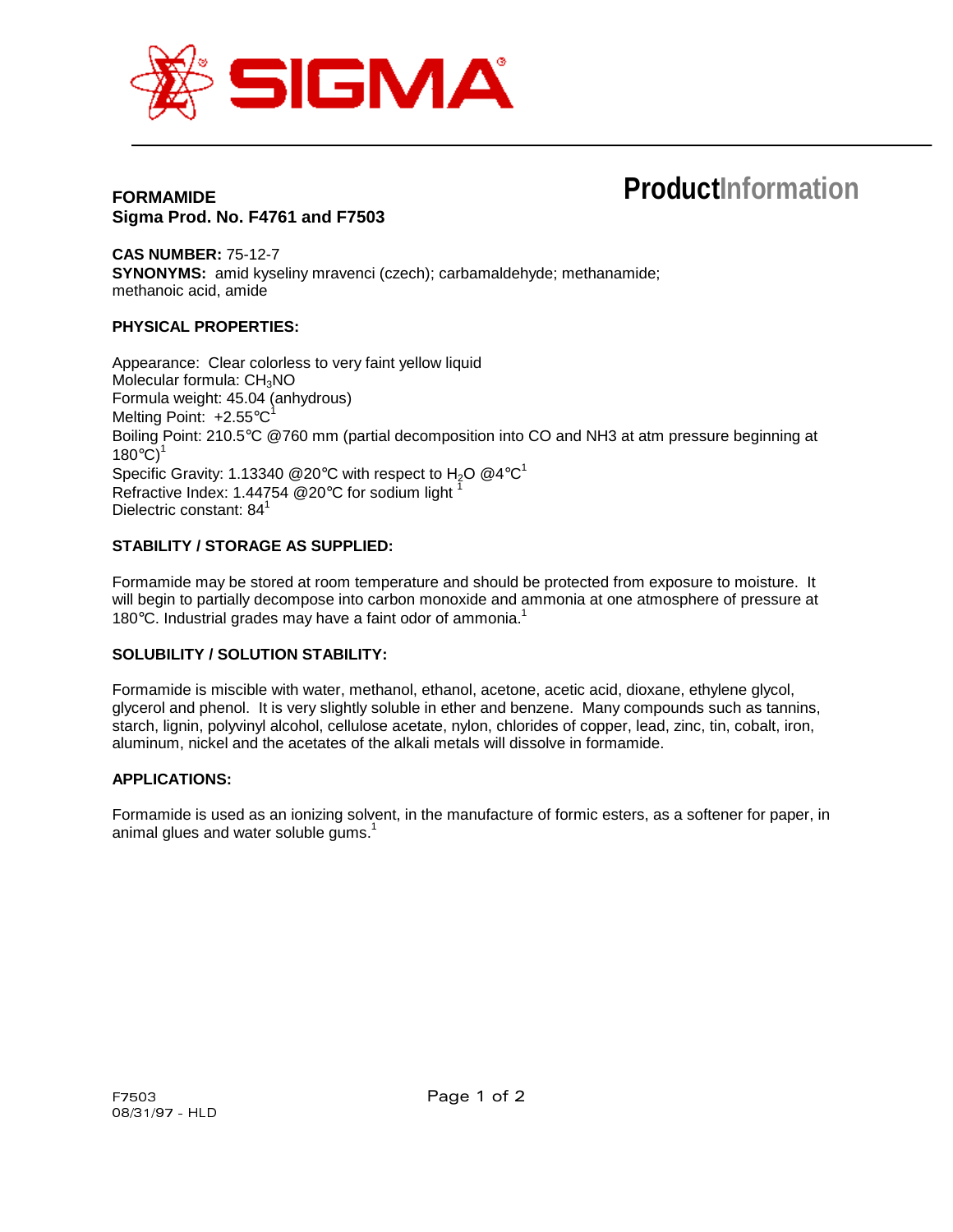SIGMA

ProductInformation

**FORMAMIDE**
**Sigma Prod. No. F4761 and F7503**

**CAS NUMBER:** 75-12-7
**SYNONYMS:** amid kyseliny mravenci (czech); carbamaldehyde; methanamide; methanoic acid, amide

**PHYSICAL PROPERTIES:**

Appearance: Clear colorless to very faint yellow liquid
Molecular formula: $CH_3NO$
Formula weight: 45.04 (anhydrous)
Melting Point: +2.55°C[1]
Boiling Point: 210.5°C @760 mm (partial decomposition into CO and NH3 at atm pressure beginning at 180°C)[1]
Specific Gravity: 1.13340 @20°C with respect to $H_2O$ @4°C[1]
Refractive Index: 1.44754 @20°C for sodium light [1]
Dielectric constant: 84[1]

**STABILITY / STORAGE AS SUPPLIED:**

Formamide may be stored at room temperature and should be protected from exposure to moisture. It will begin to partially decompose into carbon monoxide and ammonia at one atmosphere of pressure at 180°C. Industrial grades may have a faint odor of ammonia.[1]

**SOLUBILITY / SOLUTION STABILITY:**

Formamide is miscible with water, methanol, ethanol, acetone, acetic acid, dioxane, ethylene glycol, glycerol and phenol. It is very slightly soluble in ether and benzene. Many compounds such as tannins, starch, lignin, polyvinyl alcohol, cellulose acetate, nylon, chlorides of copper, lead, zinc, tin, cobalt, iron, aluminum, nickel and the acetates of the alkali metals will dissolve in formamide.

**APPLICATIONS:**

Formamide is used as an ionizing solvent, in the manufacture of formic esters, as a softener for paper, in animal glues and water soluble gums.[1]

F7503
08/31/97 - HLD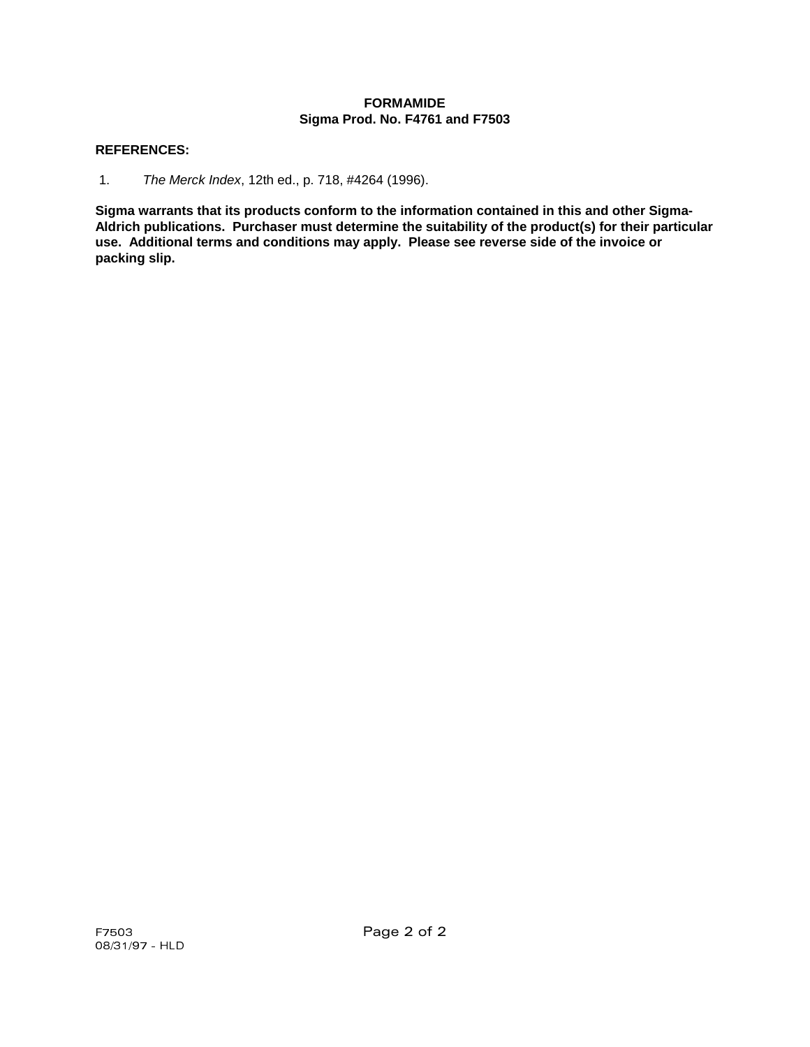**FORMAMIDE**
**Sigma Prod. No. F4761 and F7503**

**REFERENCES:**

1. *The Merck Index*, 12th ed., p. 718, #4264 (1996).

**Sigma warrants that its products conform to the information contained in this and other Sigma-Aldrich publications. Purchaser must determine the suitability of the product(s) for their particular use. Additional terms and conditions may apply. Please see reverse side of the invoice or packing slip.**

F7503
08/31/97 - HLD